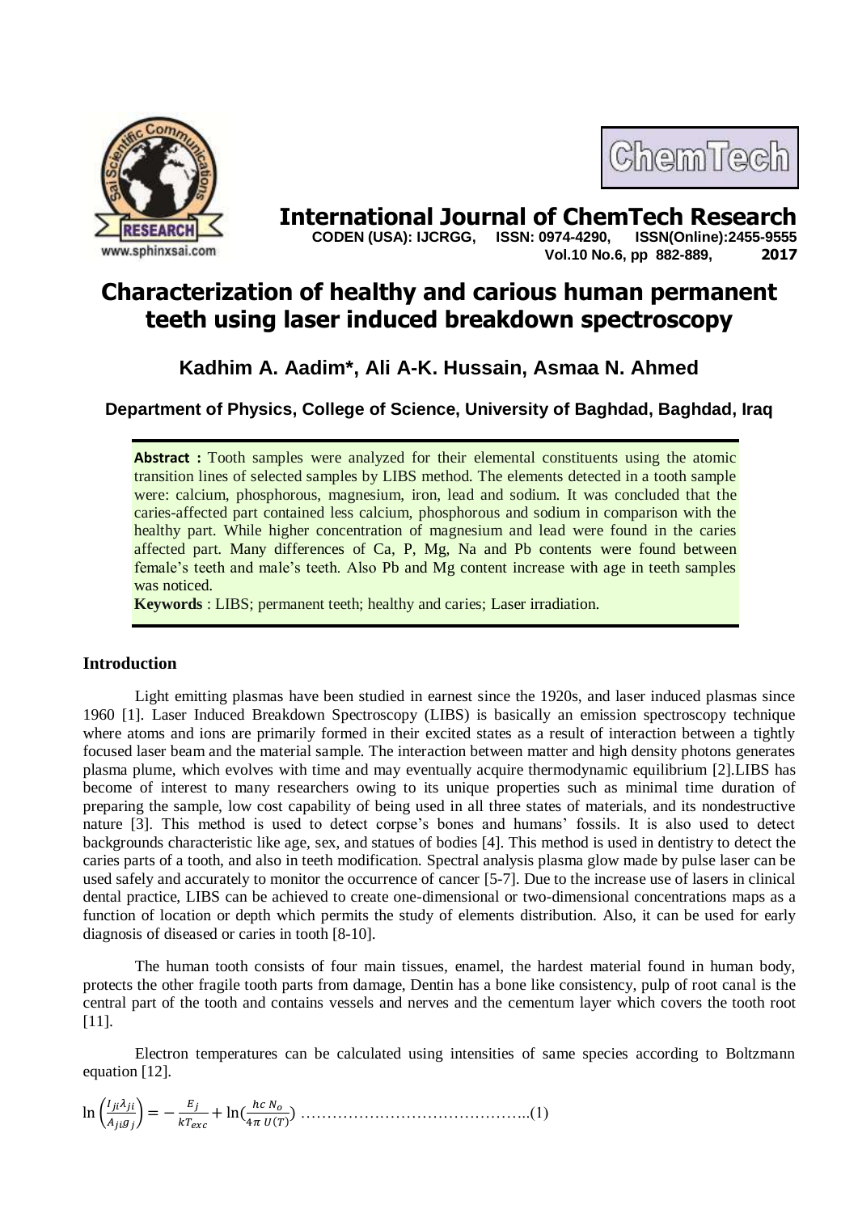# Characterization of healthy and carious human permanent teeth using laser induced breakdown spectroscopy

**Kadhim A. Aadim\*, Ali A-K. Hussain, Asmaa N. Ahmed**

**Department of Physics, College of Science, University of Baghdad, Baghdad, Iraq**

**Abstract :** Tooth samples were analyzed for their elemental constituents using the atomic transition lines of selected samples by LIBS method. The elements detected in a tooth sample were: calcium, phosphorous, magnesium, iron, lead and sodium. It was concluded that the caries-affected part contained less calcium, phosphorous and sodium in comparison with the healthy part. While higher concentration of magnesium and lead were found in the caries affected part. Many differences of Ca, P, Mg, Na and Pb contents were found between female's teeth and male's teeth. Also Pb and Mg content increase with age in teeth samples was noticed.

**Keywords** : LIBS; permanent teeth; healthy and caries; Laser irradiation.

## Introduction

Light emitting plasmas have been studied in earnest since the 1920s, and laser induced plasmas since 1960 [1]. Laser Induced Breakdown Spectroscopy (LIBS) is basically an emission spectroscopy technique where atoms and ions are primarily formed in their excited states as a result of interaction between a tightly focused laser beam and the material sample. The interaction between matter and high density photons generates plasma plume, which evolves with time and may eventually acquire thermodynamic equilibrium [2].LIBS has become of interest to many researchers owing to its unique properties such as minimal time duration of preparing the sample, low cost capability of being used in all three states of materials, and its nondestructive nature [3]. This method is used to detect corpse's bones and humans' fossils. It is also used to detect backgrounds characteristic like age, sex, and statues of bodies [4]. This method is used in dentistry to detect the caries parts of a tooth, and also in teeth modification. Spectral analysis plasma glow made by pulse laser can be used safely and accurately to monitor the occurrence of cancer [5-7]. Due to the increase use of lasers in clinical dental practice, LIBS can be achieved to create one-dimensional or two-dimensional concentrations maps as a function of location or depth which permits the study of elements distribution. Also, it can be used for early diagnosis of diseased or caries in tooth [8-10].

The human tooth consists of four main tissues, enamel, the hardest material found in human body, protects the other fragile tooth parts from damage, Dentin has a bone like consistency, pulp of root canal is the central part of the tooth and contains vessels and nerves and the cementum layer which covers the tooth root [11].

Electron temperatures can be calculated using intensities of same species according to Boltzmann equation [12].

$$\ln\left(\frac{I_{ji}\lambda_{ji}}{A_{ji}g_j}\right) = -\frac{E_j}{kT_{exc}} + \ln\left(\frac{hc\,N_o}{4\pi\,U(T)}\right) \quad \ldots\ldots(1)$$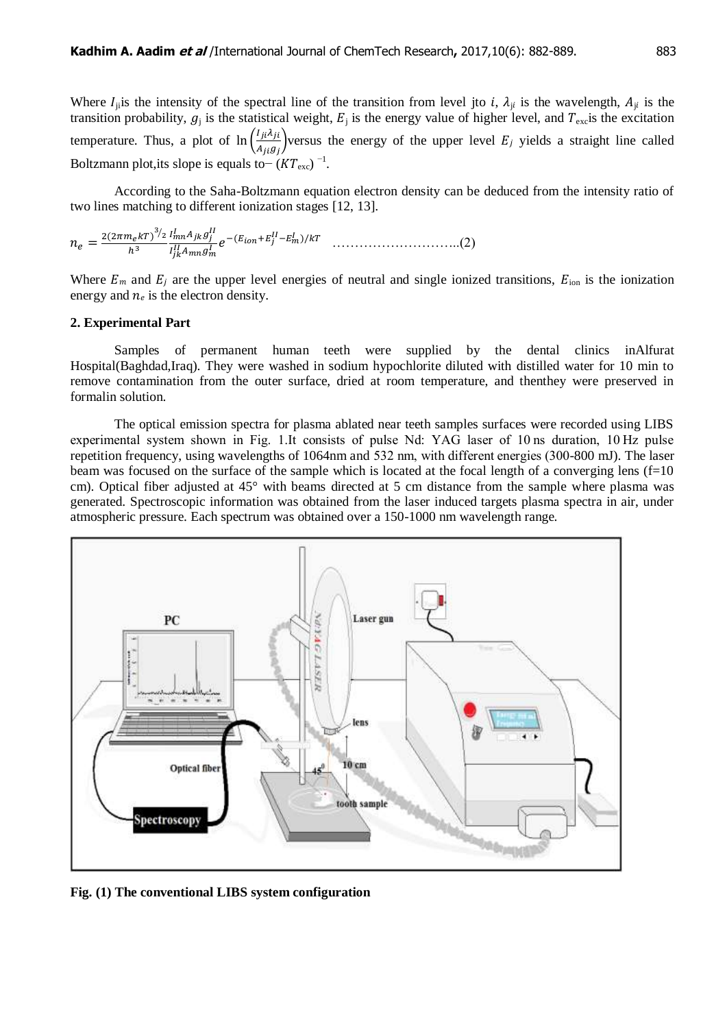Where $I_{ji}$is the intensity of the spectral line of the transition from level jto $i$, $\lambda_{ji}$ is the wavelength, $A_{ji}$ is the transition probability, $g_j$ is the statistical weight, $E_j$ is the energy value of higher level, and $T_{exc}$is the excitation temperature. Thus, a plot of $\ln\left(\frac{I_{ji}\lambda_{ji}}{A_{ji}g_j}\right)$versus the energy of the upper level $E_j$ yields a straight line called Boltzmann plot,its slope is equals to$-(KT_{exc})^{-1}$.

According to the Saha-Boltzmann equation electron density can be deduced from the intensity ratio of two lines matching to different ionization stages [12, 13].

$$n_e = \frac{2(2\pi m_e kT)^{3/2}}{h^3}\frac{I_{mn}^{I} A_{jk} g_j^{II}}{I_{jk}^{II} A_{mn} g_m^{I}} e^{-(E_{ion}+E_j^{II}-E_m^{I})/kT} \quad \text{..........................(2)}$$

Where $E_m$ and $E_j$ are the upper level energies of neutral and single ionized transitions, $E_{ion}$ is the ionization energy and $n_e$ is the electron density.

## 2. Experimental Part

Samples of permanent human teeth were supplied by the dental clinics inAlfurat Hospital(Baghdad,Iraq). They were washed in sodium hypochlorite diluted with distilled water for 10 min to remove contamination from the outer surface, dried at room temperature, and thenthey were preserved in formalin solution.

The optical emission spectra for plasma ablated near teeth samples surfaces were recorded using LIBS experimental system shown in Fig. 1.It consists of pulse Nd: YAG laser of 10 ns duration, 10 Hz pulse repetition frequency, using wavelengths of 1064nm and 532 nm, with different energies (300-800 mJ). The laser beam was focused on the surface of the sample which is located at the focal length of a converging lens (f=10 cm). Optical fiber adjusted at 45° with beams directed at 5 cm distance from the sample where plasma was generated. Spectroscopic information was obtained from the laser induced targets plasma spectra in air, under atmospheric pressure. Each spectrum was obtained over a 150-1000 nm wavelength range.

**Fig. (1) The conventional LIBS system configuration**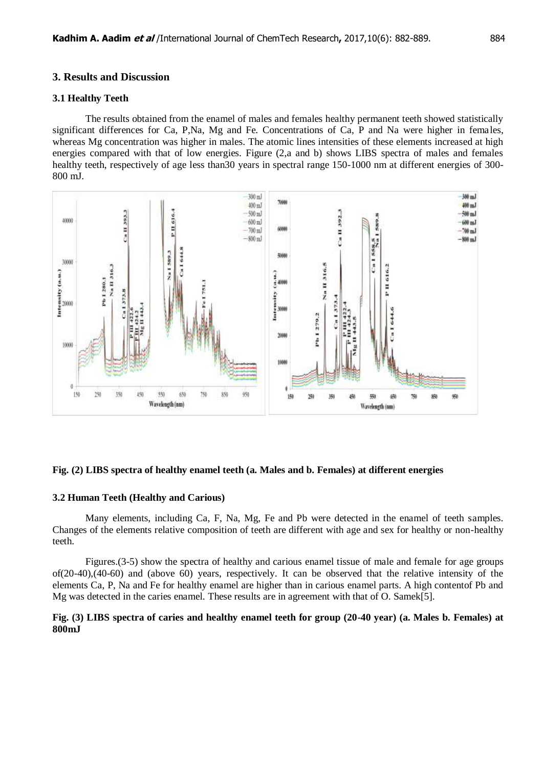## 3. Results and Discussion

### 3.1 Healthy Teeth

The results obtained from the enamel of males and females healthy permanent teeth showed statistically significant differences for Ca, P,Na, Mg and Fe. Concentrations of Ca, P and Na were higher in females, whereas Mg concentration was higher in males. The atomic lines intensities of these elements increased at high energies compared with that of low energies. Figure (2,a and b) shows LIBS spectra of males and females healthy teeth, respectively of age less than30 years in spectral range 150-1000 nm at different energies of 300-800 mJ.

**Fig. (2) LIBS spectra of healthy enamel teeth (a. Males and b. Females) at different energies**

### 3.2 Human Teeth (Healthy and Carious)

Many elements, including Ca, F, Na, Mg, Fe and Pb were detected in the enamel of teeth samples. Changes of the elements relative composition of teeth are different with age and sex for healthy or non-healthy teeth.

Figures.(3-5) show the spectra of healthy and carious enamel tissue of male and female for age groups of(20-40),(40-60) and (above 60) years, respectively. It can be observed that the relative intensity of the elements Ca, P, Na and Fe for healthy enamel are higher than in carious enamel parts. A high contentof Pb and Mg was detected in the caries enamel. These results are in agreement with that of O. Samek[5].

**Fig. (3) LIBS spectra of caries and healthy enamel teeth for group (20-40 year) (a. Males b. Females) at 800mJ**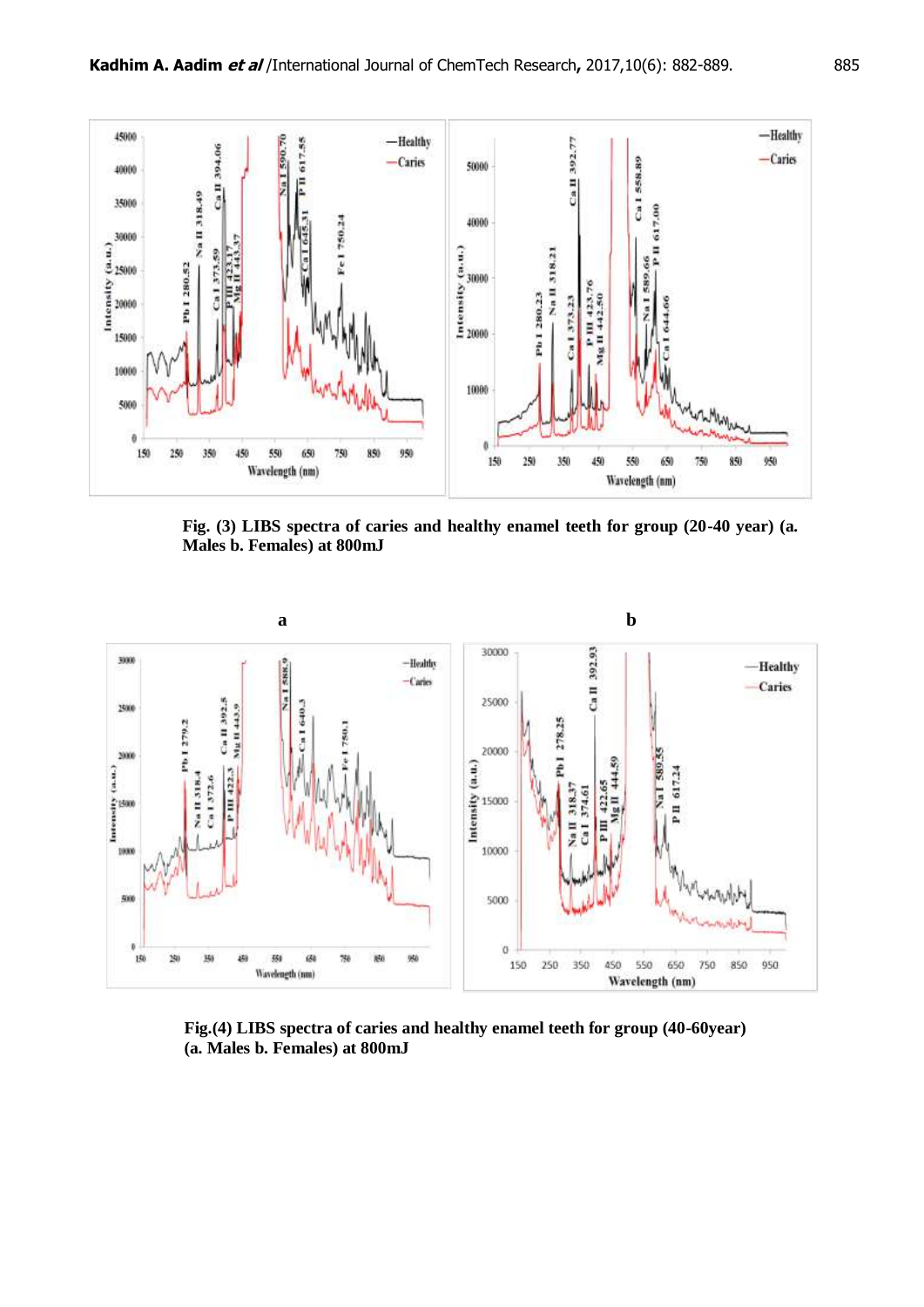Fig. (3) LIBS spectra of caries and healthy enamel teeth for group (20-40 year) (a. Males b. Females) at 800mJ

Fig.(4) LIBS spectra of caries and healthy enamel teeth for group (40-60year) (a. Males b. Females) at 800mJ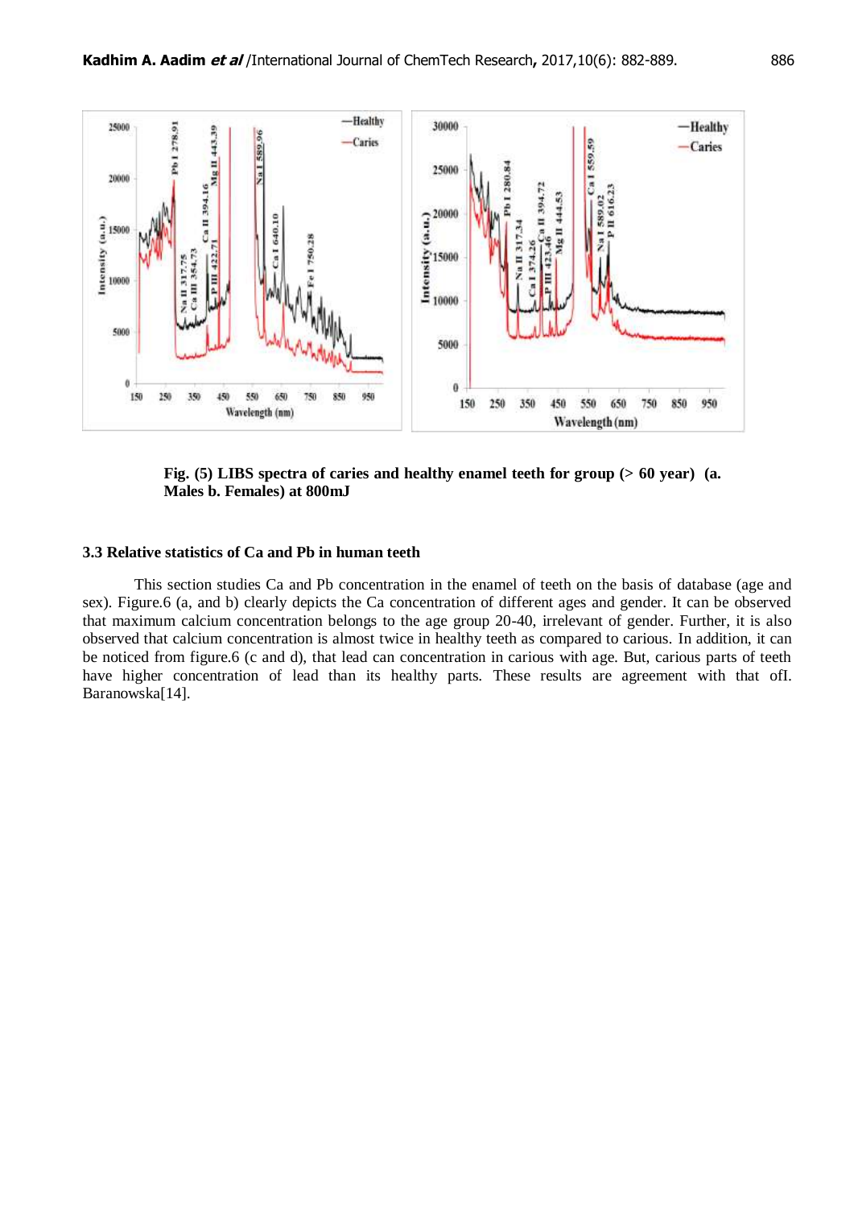**Fig. (5) LIBS spectra of caries and healthy enamel teeth for group (> 60 year) (a. Males b. Females) at 800mJ**

### 3.3 Relative statistics of Ca and Pb in human teeth

This section studies Ca and Pb concentration in the enamel of teeth on the basis of database (age and sex). Figure.6 (a, and b) clearly depicts the Ca concentration of different ages and gender. It can be observed that maximum calcium concentration belongs to the age group 20-40, irrelevant of gender. Further, it is also observed that calcium concentration is almost twice in healthy teeth as compared to carious. In addition, it can be noticed from figure.6 (c and d), that lead can concentration in carious with age. But, carious parts of teeth have higher concentration of lead than its healthy parts. These results are agreement with that ofI. Baranowska[14].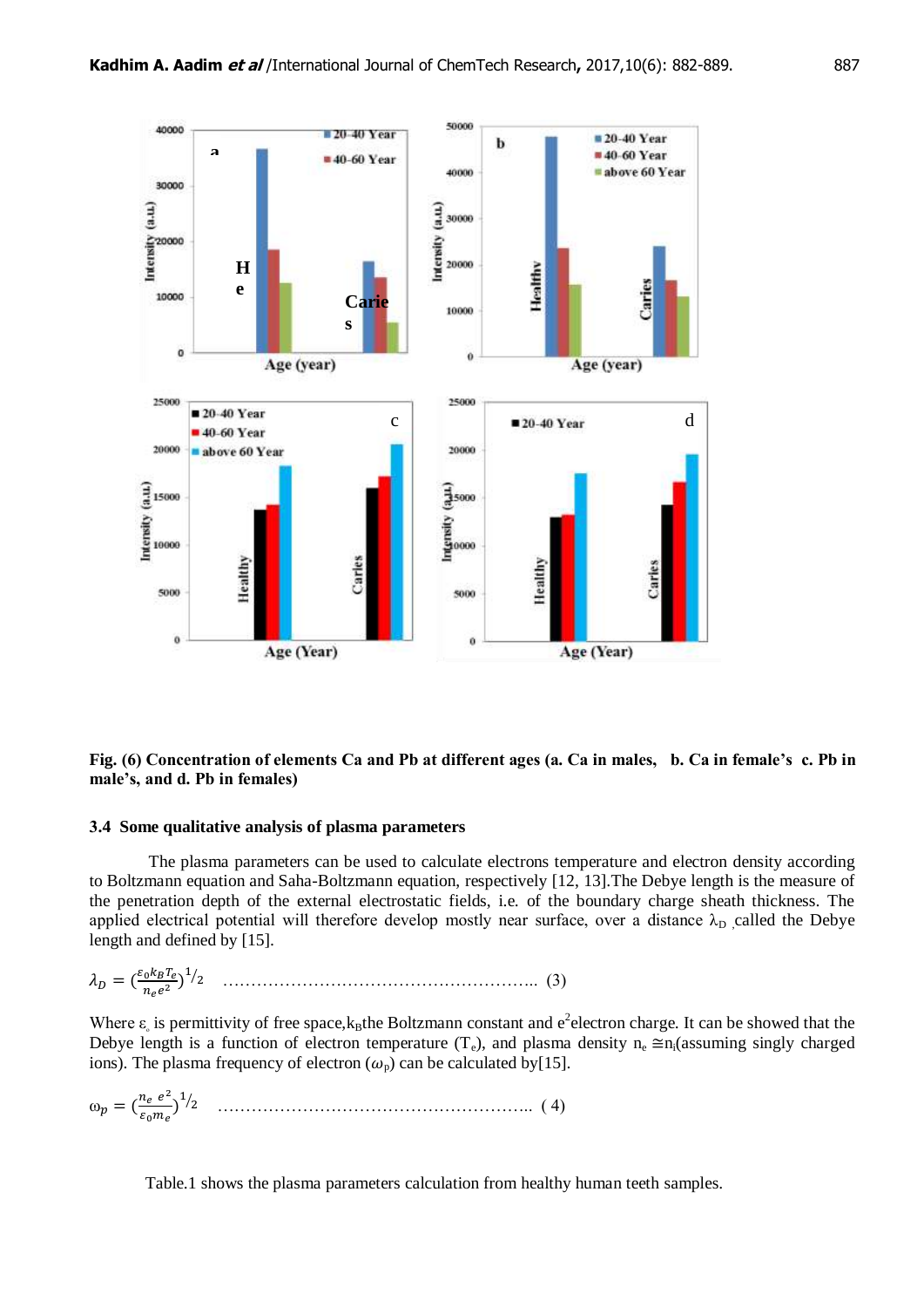**Fig. (6) Concentration of elements Ca and Pb at different ages (a. Ca in males, b. Ca in female's c. Pb in male's, and d. Pb in females)**

### 3.4 Some qualitative analysis of plasma parameters

The plasma parameters can be used to calculate electrons temperature and electron density according to Boltzmann equation and Saha-Boltzmann equation, respectively [12, 13].The Debye length is the measure of the penetration depth of the external electrostatic fields, i.e. of the boundary charge sheath thickness. The applied electrical potential will therefore develop mostly near surface, over a distance $\lambda_D$ ,called the Debye length and defined by [15].

$$\lambda_D = \left(\frac{\varepsilon_0 k_B T_e}{n_e e^2}\right)^{1/2} \quad \text{.......................................................} \quad (3)$$

Where $\varepsilon_0$ is permittivity of free space,$k_B$the Boltzmann constant and $e^2$electron charge. It can be showed that the Debye length is a function of electron temperature ($T_e$), and plasma density $n_e \cong n_i$(assuming singly charged ions). The plasma frequency of electron ($\omega_p$) can be calculated by[15].

$$\omega_p = \left(\frac{n_e\, e^2}{\varepsilon_0 m_e}\right)^{1/2} \quad \text{.......................................................} \quad (4)$$

Table.1 shows the plasma parameters calculation from healthy human teeth samples.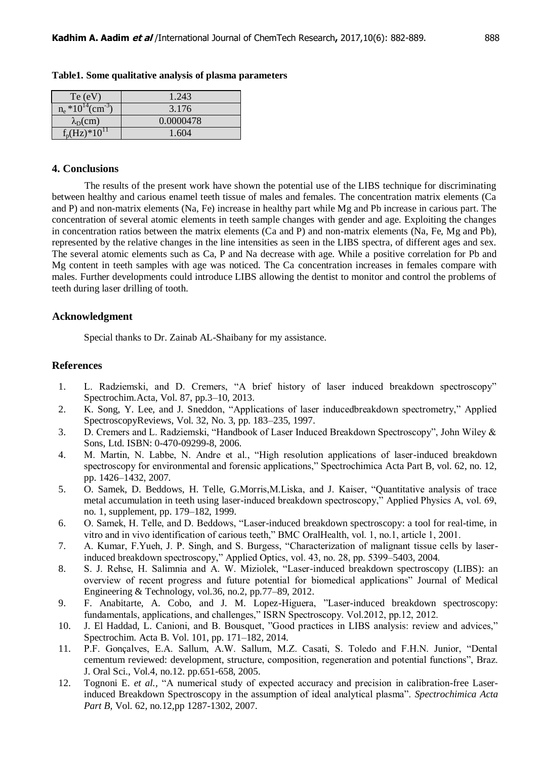**Table1. Some qualitative analysis of plasma parameters**

| Te (eV) | 1.243 |
|---|---|
| $n_e$ *$10^{14}$($cm^{-3}$) | 3.176 |
| $\lambda_D$(cm) | 0.0000478 |
| $f_p$(Hz)*$10^{11}$ | 1.604 |

## 4. Conclusions

The results of the present work have shown the potential use of the LIBS technique for discriminating between healthy and carious enamel teeth tissue of males and females. The concentration matrix elements (Ca and P) and non-matrix elements (Na, Fe) increase in healthy part while Mg and Pb increase in carious part. The concentration of several atomic elements in teeth sample changes with gender and age. Exploiting the changes in concentration ratios between the matrix elements (Ca and P) and non-matrix elements (Na, Fe, Mg and Pb), represented by the relative changes in the line intensities as seen in the LIBS spectra, of different ages and sex. The several atomic elements such as Ca, P and Na decrease with age. While a positive correlation for Pb and Mg content in teeth samples with age was noticed. The Ca concentration increases in females compare with males. Further developments could introduce LIBS allowing the dentist to monitor and control the problems of teeth during laser drilling of tooth.

## Acknowledgment

Special thanks to Dr. Zainab AL-Shaibany for my assistance.

## References

1. L. Radziemski, and D. Cremers, "A brief history of laser induced breakdown spectroscopy" Spectrochim.Acta, Vol. 87, pp.3–10, 2013.
2. K. Song, Y. Lee, and J. Sneddon, "Applications of laser inducedbreakdown spectrometry," Applied SpectroscopyReviews, Vol. 32, No. 3, pp. 183–235, 1997.
3. D. Cremers and L. Radziemski, "Handbook of Laser Induced Breakdown Spectroscopy", John Wiley & Sons, Ltd. ISBN: 0-470-09299-8, 2006.
4. M. Martin, N. Labbe, N. Andre et al., "High resolution applications of laser-induced breakdown spectroscopy for environmental and forensic applications," Spectrochimica Acta Part B, vol. 62, no. 12, pp. 1426–1432, 2007.
5. O. Samek, D. Beddows, H. Telle, G.Morris,M.Liska, and J. Kaiser, "Quantitative analysis of trace metal accumulation in teeth using laser-induced breakdown spectroscopy," Applied Physics A, vol. 69, no. 1, supplement, pp. 179–182, 1999.
6. O. Samek, H. Telle, and D. Beddows, "Laser-induced breakdown spectroscopy: a tool for real-time, in vitro and in vivo identification of carious teeth," BMC OralHealth, vol. 1, no.1, article 1, 2001.
7. A. Kumar, F.Yueh, J. P. Singh, and S. Burgess, "Characterization of malignant tissue cells by laser-induced breakdown spectroscopy," Applied Optics, vol. 43, no. 28, pp. 5399–5403, 2004.
8. S. J. Rehse, H. Salimnia and A. W. Miziolek, "Laser-induced breakdown spectroscopy (LIBS): an overview of recent progress and future potential for biomedical applications" Journal of Medical Engineering & Technology, vol.36, no.2, pp.77–89, 2012.
9. F. Anabitarte, A. Cobo, and J. M. Lopez-Higuera, "Laser-induced breakdown spectroscopy: fundamentals, applications, and challenges," ISRN Spectroscopy. Vol.2012, pp.12, 2012.
10. J. El Haddad, L. Canioni, and B. Bousquet, "Good practices in LIBS analysis: review and advices," Spectrochim. Acta B. Vol. 101, pp. 171–182, 2014.
11. P.F. Gonçalves, E.A. Sallum, A.W. Sallum, M.Z. Casati, S. Toledo and F.H.N. Junior, "Dental cementum reviewed: development, structure, composition, regeneration and potential functions", Braz. J. Oral Sci., Vol.4, no.12. pp.651-658, 2005.
12. Tognoni E. *et al.*, "A numerical study of expected accuracy and precision in calibration-free Laser-induced Breakdown Spectroscopy in the assumption of ideal analytical plasma". *Spectrochimica Acta Part B,* Vol. 62, no.12,pp 1287-1302, 2007.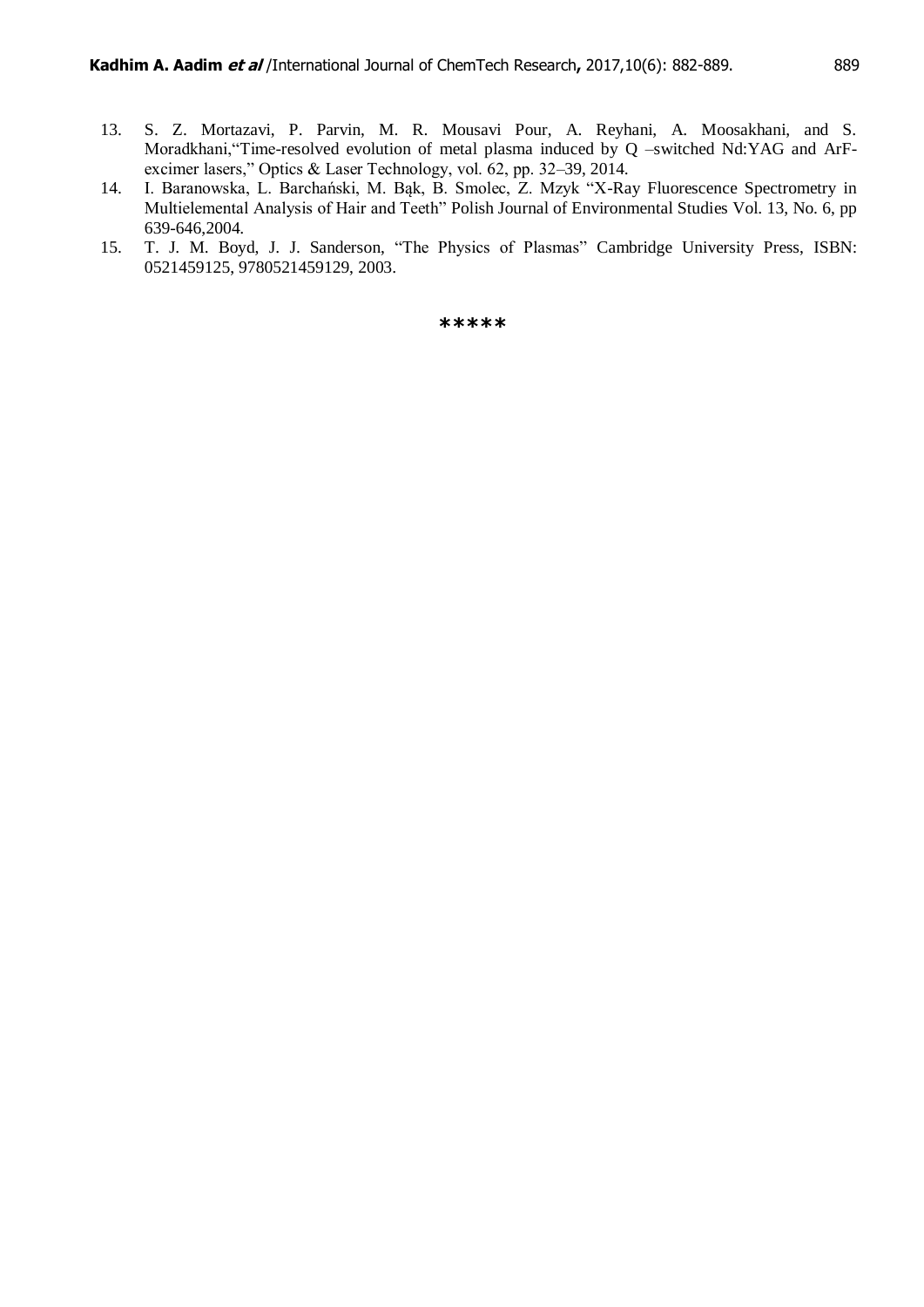13. S. Z. Mortazavi, P. Parvin, M. R. Mousavi Pour, A. Reyhani, A. Moosakhani, and S. Moradkhani,"Time-resolved evolution of metal plasma induced by Q –switched Nd:YAG and ArF-excimer lasers," Optics & Laser Technology, vol. 62, pp. 32–39, 2014.
14. I. Baranowska, L. Barchański, M. Bąk, B. Smolec, Z. Mzyk "X-Ray Fluorescence Spectrometry in Multielemental Analysis of Hair and Teeth" Polish Journal of Environmental Studies Vol. 13, No. 6, pp 639-646,2004.
15. T. J. M. Boyd, J. J. Sanderson, "The Physics of Plasmas" Cambridge University Press, ISBN: 0521459125, 9780521459129, 2003.

*****